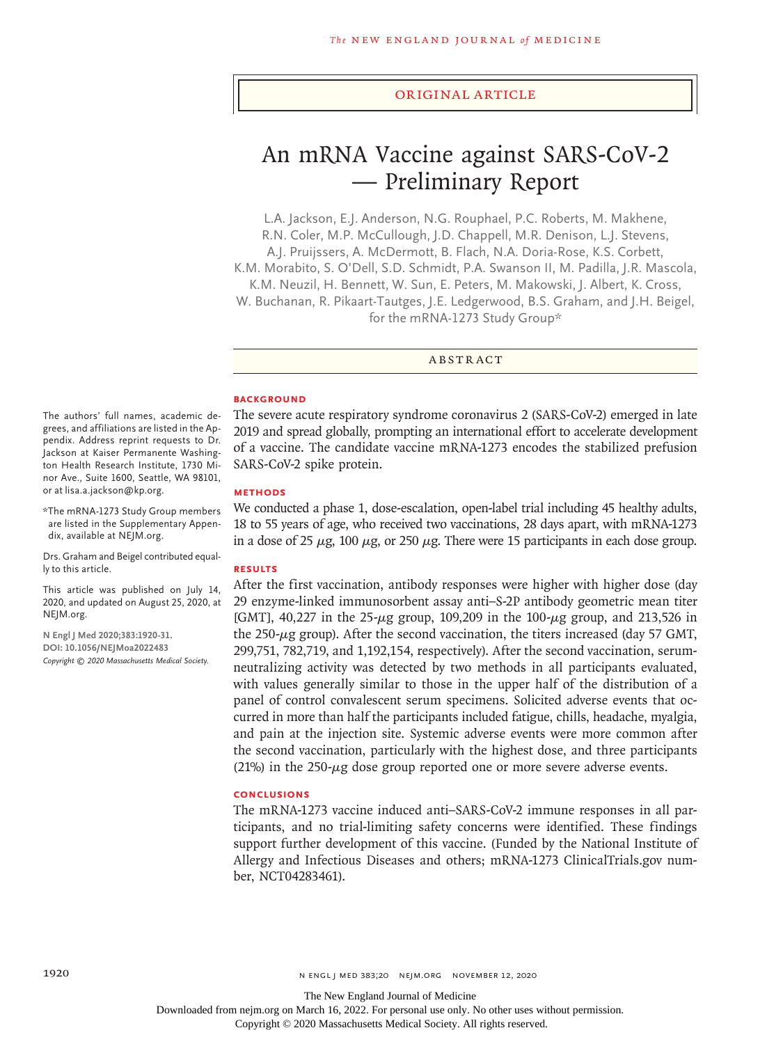Original Article

# An mRNA Vaccine against SARS-CoV-2 — Preliminary Report

L.A. Jackson, E.J. Anderson, N.G. Rouphael, P.C. Roberts, M. Makhene, R.N. Coler, M.P. McCullough, J.D. Chappell, M.R. Denison, L.J. Stevens, A.J. Pruijssers, A. McDermott, B. Flach, N.A. Doria-Rose, K.S. Corbett, K.M. Morabito, S. O'Dell, S.D. Schmidt, P.A. Swanson II, M. Padilla, J.R. Mascola, K.M. Neuzil, H. Bennett, W. Sun, E. Peters, M. Makowski, J. Albert, K. Cross, W. Buchanan, R. Pikaart-Tautges, J.E. Ledgerwood, B.S. Graham, and J.H. Beigel, for the mRNA-1273 Study Group*

## Abstract

### Background

The severe acute respiratory syndrome coronavirus 2 (SARS-CoV-2) emerged in late 2019 and spread globally, prompting an international effort to accelerate development of a vaccine. The candidate vaccine mRNA-1273 encodes the stabilized prefusion SARS-CoV-2 spike protein.

### Methods

We conducted a phase 1, dose-escalation, open-label trial including 45 healthy adults, 18 to 55 years of age, who received two vaccinations, 28 days apart, with mRNA-1273 in a dose of 25 μg, 100 μg, or 250 μg. There were 15 participants in each dose group.

### Results

After the first vaccination, antibody responses were higher with higher dose (day 29 enzyme-linked immunosorbent assay anti–S-2P antibody geometric mean titer [GMT], 40,227 in the 25-μg group, 109,209 in the 100-μg group, and 213,526 in the 250-μg group). After the second vaccination, the titers increased (day 57 GMT, 299,751, 782,719, and 1,192,154, respectively). After the second vaccination, serum-neutralizing activity was detected by two methods in all participants evaluated, with values generally similar to those in the upper half of the distribution of a panel of control convalescent serum specimens. Solicited adverse events that occurred in more than half the participants included fatigue, chills, headache, myalgia, and pain at the injection site. Systemic adverse events were more common after the second vaccination, particularly with the highest dose, and three participants (21%) in the 250-μg dose group reported one or more severe adverse events.

### Conclusions

The mRNA-1273 vaccine induced anti–SARS-CoV-2 immune responses in all participants, and no trial-limiting safety concerns were identified. These findings support further development of this vaccine. (Funded by the National Institute of Allergy and Infectious Diseases and others; mRNA-1273 ClinicalTrials.gov number, NCT04283461).

The authors' full names, academic degrees, and affiliations are listed in the Appendix. Address reprint requests to Dr. Jackson at Kaiser Permanente Washington Health Research Institute, 1730 Minor Ave., Suite 1600, Seattle, WA 98101, or at lisa.a.jackson@kp.org.

*The mRNA-1273 Study Group members are listed in the Supplementary Appendix, available at NEJM.org.

Drs. Graham and Beigel contributed equally to this article.

This article was published on July 14, 2020, and updated on August 25, 2020, at NEJM.org.

N Engl J Med 2020;383:1920-31.
DOI: 10.1056/NEJMoa2022483
Copyright © 2020 Massachusetts Medical Society.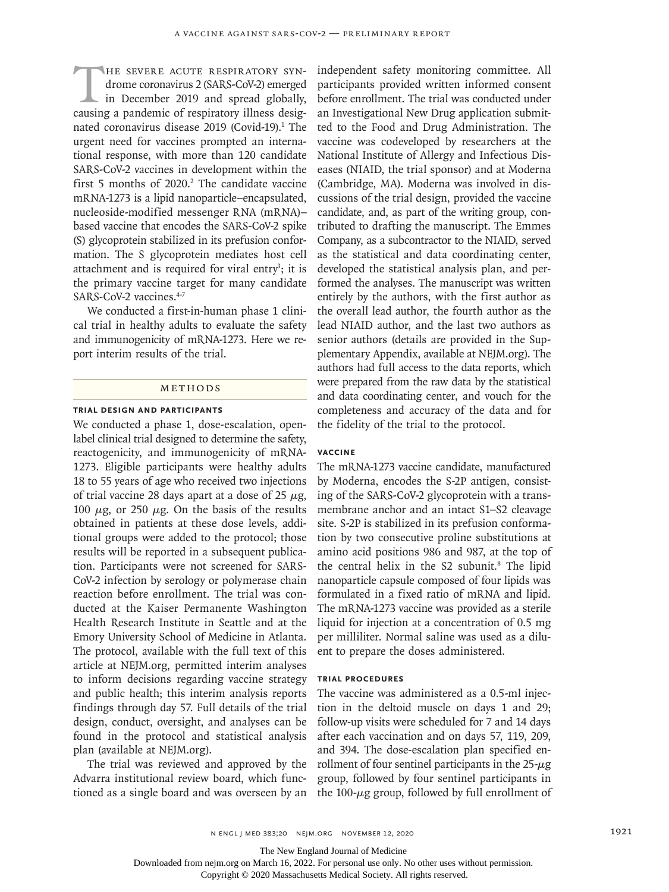The severe acute respiratory syndrome coronavirus 2 (SARS-CoV-2) emerged in December 2019 and spread globally, causing a pandemic of respiratory illness designated coronavirus disease 2019 (Covid-19).[1] The urgent need for vaccines prompted an international response, with more than 120 candidate SARS-CoV-2 vaccines in development within the first 5 months of 2020.[2] The candidate vaccine mRNA-1273 is a lipid nanoparticle–encapsulated, nucleoside-modified messenger RNA (mRNA)–based vaccine that encodes the SARS-CoV-2 spike (S) glycoprotein stabilized in its prefusion conformation. The S glycoprotein mediates host cell attachment and is required for viral entry[3]; it is the primary vaccine target for many candidate SARS-CoV-2 vaccines.[4-7]

We conducted a first-in-human phase 1 clinical trial in healthy adults to evaluate the safety and immunogenicity of mRNA-1273. Here we report interim results of the trial.

## Methods

### Trial Design and Participants

We conducted a phase 1, dose-escalation, open-label clinical trial designed to determine the safety, reactogenicity, and immunogenicity of mRNA-1273. Eligible participants were healthy adults 18 to 55 years of age who received two injections of trial vaccine 28 days apart at a dose of 25 μg, 100 μg, or 250 μg. On the basis of the results obtained in patients at these dose levels, additional groups were added to the protocol; those results will be reported in a subsequent publication. Participants were not screened for SARS-CoV-2 infection by serology or polymerase chain reaction before enrollment. The trial was conducted at the Kaiser Permanente Washington Health Research Institute in Seattle and at the Emory University School of Medicine in Atlanta. The protocol, available with the full text of this article at NEJM.org, permitted interim analyses to inform decisions regarding vaccine strategy and public health; this interim analysis reports findings through day 57. Full details of the trial design, conduct, oversight, and analyses can be found in the protocol and statistical analysis plan (available at NEJM.org).

The trial was reviewed and approved by the Advarra institutional review board, which functioned as a single board and was overseen by an independent safety monitoring committee. All participants provided written informed consent before enrollment. The trial was conducted under an Investigational New Drug application submitted to the Food and Drug Administration. The vaccine was codeveloped by researchers at the National Institute of Allergy and Infectious Diseases (NIAID, the trial sponsor) and at Moderna (Cambridge, MA). Moderna was involved in discussions of the trial design, provided the vaccine candidate, and, as part of the writing group, contributed to drafting the manuscript. The Emmes Company, as a subcontractor to the NIAID, served as the statistical and data coordinating center, developed the statistical analysis plan, and performed the analyses. The manuscript was written entirely by the authors, with the first author as the overall lead author, the fourth author as the lead NIAID author, and the last two authors as senior authors (details are provided in the Supplementary Appendix, available at NEJM.org). The authors had full access to the data reports, which were prepared from the raw data by the statistical and data coordinating center, and vouch for the completeness and accuracy of the data and for the fidelity of the trial to the protocol.

### Vaccine

The mRNA-1273 vaccine candidate, manufactured by Moderna, encodes the S-2P antigen, consisting of the SARS-CoV-2 glycoprotein with a transmembrane anchor and an intact S1–S2 cleavage site. S-2P is stabilized in its prefusion conformation by two consecutive proline substitutions at amino acid positions 986 and 987, at the top of the central helix in the S2 subunit.[8] The lipid nanoparticle capsule composed of four lipids was formulated in a fixed ratio of mRNA and lipid. The mRNA-1273 vaccine was provided as a sterile liquid for injection at a concentration of 0.5 mg per milliliter. Normal saline was used as a diluent to prepare the doses administered.

### Trial Procedures

The vaccine was administered as a 0.5-ml injection in the deltoid muscle on days 1 and 29; follow-up visits were scheduled for 7 and 14 days after each vaccination and on days 57, 119, 209, and 394. The dose-escalation plan specified enrollment of four sentinel participants in the 25-μg group, followed by four sentinel participants in the 100-μg group, followed by full enrollment of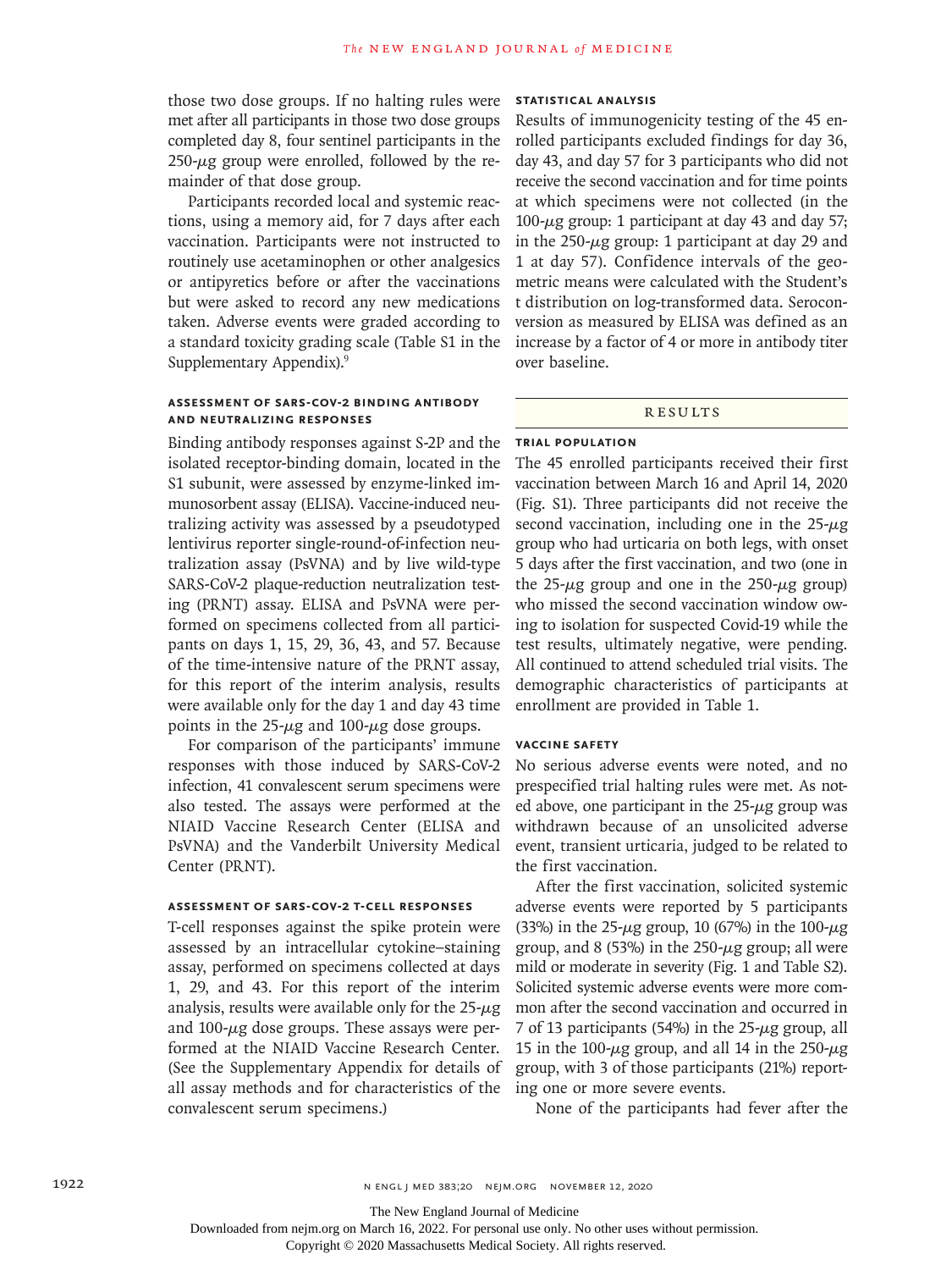those two dose groups. If no halting rules were met after all participants in those two dose groups completed day 8, four sentinel participants in the 250-μg group were enrolled, followed by the remainder of that dose group.

Participants recorded local and systemic reactions, using a memory aid, for 7 days after each vaccination. Participants were not instructed to routinely use acetaminophen or other analgesics or antipyretics before or after the vaccinations but were asked to record any new medications taken. Adverse events were graded according to a standard toxicity grading scale (Table S1 in the Supplementary Appendix).[9]

### Assessment of SARS-CoV-2 Binding Antibody and Neutralizing Responses

Binding antibody responses against S-2P and the isolated receptor-binding domain, located in the S1 subunit, were assessed by enzyme-linked immunosorbent assay (ELISA). Vaccine-induced neutralizing activity was assessed by a pseudotyped lentivirus reporter single-round-of-infection neutralization assay (PsVNA) and by live wild-type SARS-CoV-2 plaque-reduction neutralization testing (PRNT) assay. ELISA and PsVNA were performed on specimens collected from all participants on days 1, 15, 29, 36, 43, and 57. Because of the time-intensive nature of the PRNT assay, for this report of the interim analysis, results were available only for the day 1 and day 43 time points in the 25-μg and 100-μg dose groups.

For comparison of the participants' immune responses with those induced by SARS-CoV-2 infection, 41 convalescent serum specimens were also tested. The assays were performed at the NIAID Vaccine Research Center (ELISA and PsVNA) and the Vanderbilt University Medical Center (PRNT).

### Assessment of SARS-CoV-2 T-Cell Responses

T-cell responses against the spike protein were assessed by an intracellular cytokine–staining assay, performed on specimens collected at days 1, 29, and 43. For this report of the interim analysis, results were available only for the 25-μg and 100-μg dose groups. These assays were performed at the NIAID Vaccine Research Center. (See the Supplementary Appendix for details of all assay methods and for characteristics of the convalescent serum specimens.)

### Statistical Analysis

Results of immunogenicity testing of the 45 enrolled participants excluded findings for day 36, day 43, and day 57 for 3 participants who did not receive the second vaccination and for time points at which specimens were not collected (in the 100-μg group: 1 participant at day 43 and day 57; in the 250-μg group: 1 participant at day 29 and 1 at day 57). Confidence intervals of the geometric means were calculated with the Student's t distribution on log-transformed data. Seroconversion as measured by ELISA was defined as an increase by a factor of 4 or more in antibody titer over baseline.

## Results

### Trial Population

The 45 enrolled participants received their first vaccination between March 16 and April 14, 2020 (Fig. S1). Three participants did not receive the second vaccination, including one in the 25-μg group who had urticaria on both legs, with onset 5 days after the first vaccination, and two (one in the 25-μg group and one in the 250-μg group) who missed the second vaccination window owing to isolation for suspected Covid-19 while the test results, ultimately negative, were pending. All continued to attend scheduled trial visits. The demographic characteristics of participants at enrollment are provided in Table 1.

### Vaccine Safety

No serious adverse events were noted, and no prespecified trial halting rules were met. As noted above, one participant in the 25-μg group was withdrawn because of an unsolicited adverse event, transient urticaria, judged to be related to the first vaccination.

After the first vaccination, solicited systemic adverse events were reported by 5 participants (33%) in the 25-μg group, 10 (67%) in the 100-μg group, and 8 (53%) in the 250-μg group; all were mild or moderate in severity (Fig. 1 and Table S2). Solicited systemic adverse events were more common after the second vaccination and occurred in 7 of 13 participants (54%) in the 25-μg group, all 15 in the 100-μg group, and all 14 in the 250-μg group, with 3 of those participants (21%) reporting one or more severe events.

None of the participants had fever after the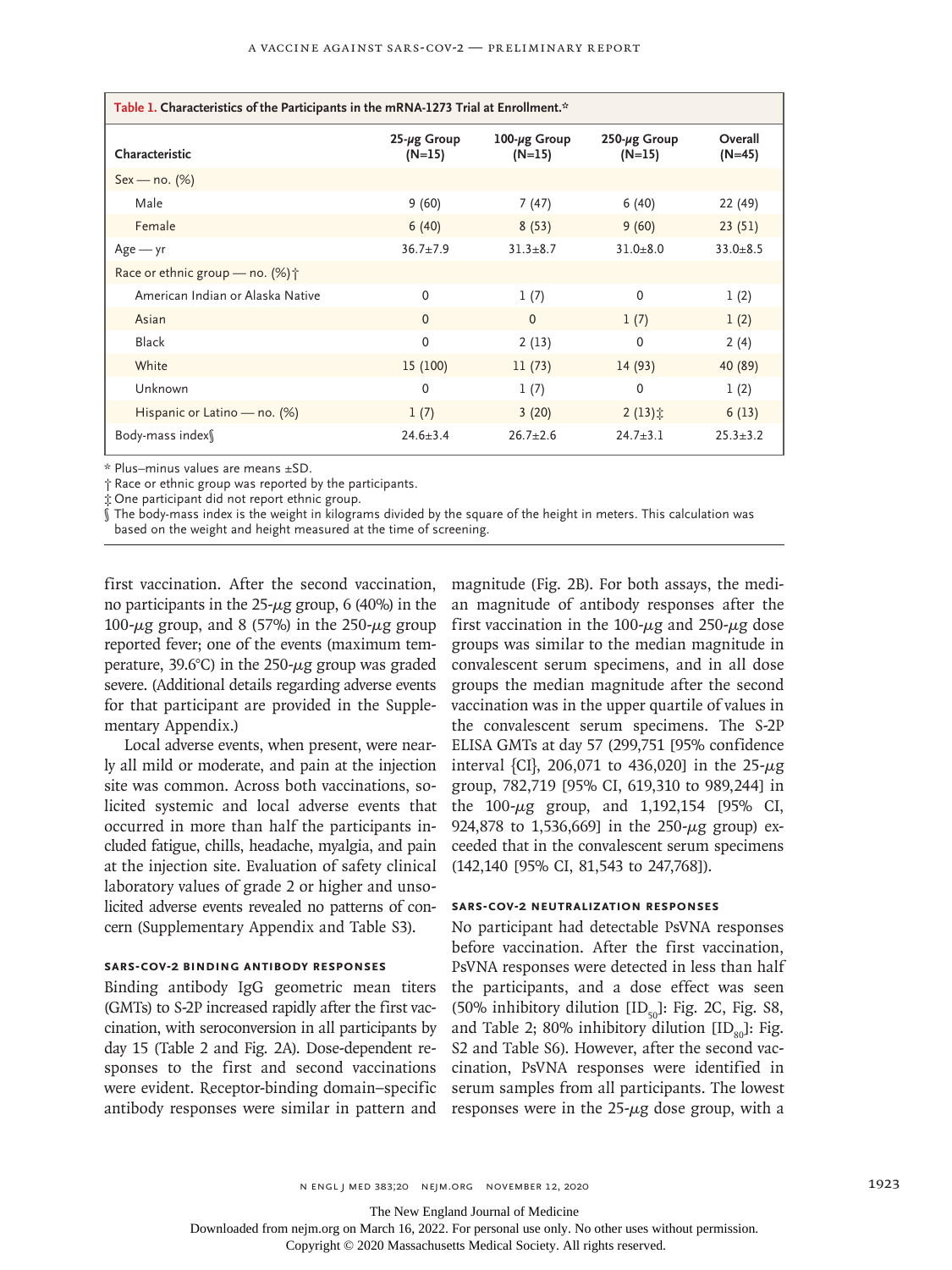**Table 1. Characteristics of the Participants in the mRNA-1273 Trial at Enrollment.***

| Characteristic | 25-μg Group (N=15) | 100-μg Group (N=15) | 250-μg Group (N=15) | Overall (N=45) |
|---|---|---|---|---|
| Sex — no. (%) | | | | |
| Male | 9 (60) | 7 (47) | 6 (40) | 22 (49) |
| Female | 6 (40) | 8 (53) | 9 (60) | 23 (51) |
| Age — yr | 36.7±7.9 | 31.3±8.7 | 31.0±8.0 | 33.0±8.5 |
| Race or ethnic group — no. (%)† | | | | |
| American Indian or Alaska Native | 0 | 1 (7) | 0 | 1 (2) |
| Asian | 0 | 0 | 1 (7) | 1 (2) |
| Black | 0 | 2 (13) | 0 | 2 (4) |
| White | 15 (100) | 11 (73) | 14 (93) | 40 (89) |
| Unknown | 0 | 1 (7) | 0 | 1 (2) |
| Hispanic or Latino — no. (%) | 1 (7) | 3 (20) | 2 (13)‡ | 6 (13) |
| Body-mass index§ | 24.6±3.4 | 26.7±2.6 | 24.7±3.1 | 25.3±3.2 |

* Plus–minus values are means ±SD.
† Race or ethnic group was reported by the participants.
‡ One participant did not report ethnic group.
§ The body-mass index is the weight in kilograms divided by the square of the height in meters. This calculation was based on the weight and height measured at the time of screening.

first vaccination. After the second vaccination, no participants in the 25-μg group, 6 (40%) in the 100-μg group, and 8 (57%) in the 250-μg group reported fever; one of the events (maximum temperature, 39.6°C) in the 250-μg group was graded severe. (Additional details regarding adverse events for that participant are provided in the Supplementary Appendix.)

Local adverse events, when present, were nearly all mild or moderate, and pain at the injection site was common. Across both vaccinations, solicited systemic and local adverse events that occurred in more than half the participants included fatigue, chills, headache, myalgia, and pain at the injection site. Evaluation of safety clinical laboratory values of grade 2 or higher and unsolicited adverse events revealed no patterns of concern (Supplementary Appendix and Table S3).

### SARS-CoV-2 Binding Antibody Responses

Binding antibody IgG geometric mean titers (GMTs) to S-2P increased rapidly after the first vaccination, with seroconversion in all participants by day 15 (Table 2 and Fig. 2A). Dose-dependent responses to the first and second vaccinations were evident. Receptor-binding domain–specific antibody responses were similar in pattern and magnitude (Fig. 2B). For both assays, the median magnitude of antibody responses after the first vaccination in the 100-μg and 250-μg dose groups was similar to the median magnitude in convalescent serum specimens, and in all dose groups the median magnitude after the second vaccination was in the upper quartile of values in the convalescent serum specimens. The S-2P ELISA GMTs at day 57 (299,751 [95% confidence interval {CI}, 206,071 to 436,020] in the 25-μg group, 782,719 [95% CI, 619,310 to 989,244] in the 100-μg group, and 1,192,154 [95% CI, 924,878 to 1,536,669] in the 250-μg group) exceeded that in the convalescent serum specimens (142,140 [95% CI, 81,543 to 247,768]).

### SARS-CoV-2 Neutralization Responses

No participant had detectable PsVNA responses before vaccination. After the first vaccination, PsVNA responses were detected in less than half the participants, and a dose effect was seen (50% inhibitory dilution [$ID_{50}$]: Fig. 2C, Fig. S8, and Table 2; 80% inhibitory dilution [$ID_{80}$]: Fig. S2 and Table S6). However, after the second vaccination, PsVNA responses were identified in serum samples from all participants. The lowest responses were in the 25-μg dose group, with a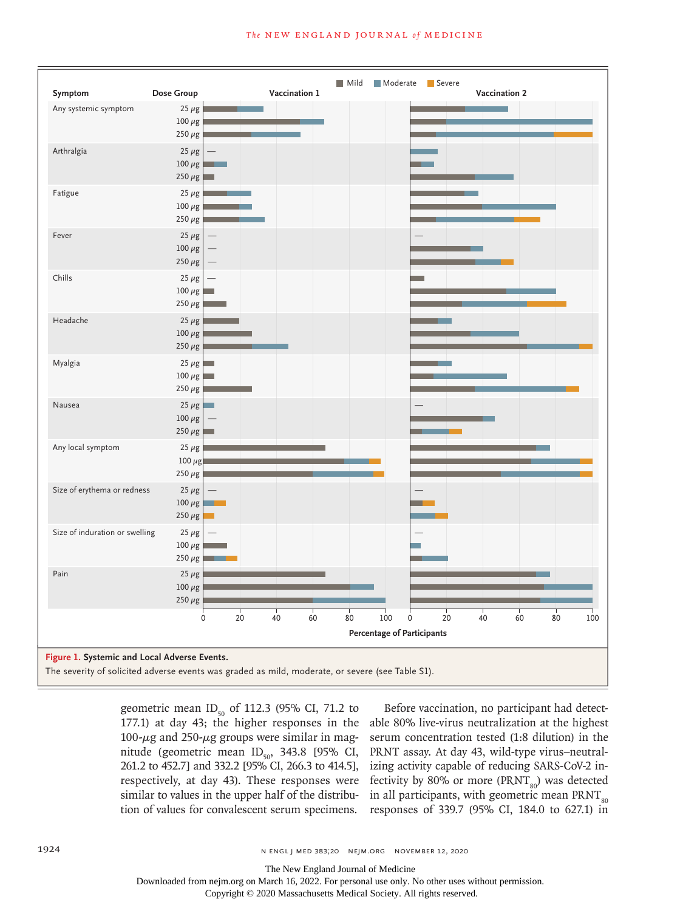**Figure 1. Systemic and Local Adverse Events.**
The severity of solicited adverse events was graded as mild, moderate, or severe (see Table S1).

geometric mean $ID_{50}$ of 112.3 (95% CI, 71.2 to 177.1) at day 43; the higher responses in the 100-μg and 250-μg groups were similar in magnitude (geometric mean $ID_{50}$, 343.8 [95% CI, 261.2 to 452.7] and 332.2 [95% CI, 266.3 to 414.5], respectively, at day 43). These responses were similar to values in the upper half of the distribution of values for convalescent serum specimens.

Before vaccination, no participant had detectable 80% live-virus neutralization at the highest serum concentration tested (1:8 dilution) in the PRNT assay. At day 43, wild-type virus–neutralizing activity capable of reducing SARS-CoV-2 infectivity by 80% or more ($PRNT_{80}$) was detected in all participants, with geometric mean $PRNT_{80}$ responses of 339.7 (95% CI, 184.0 to 627.1) in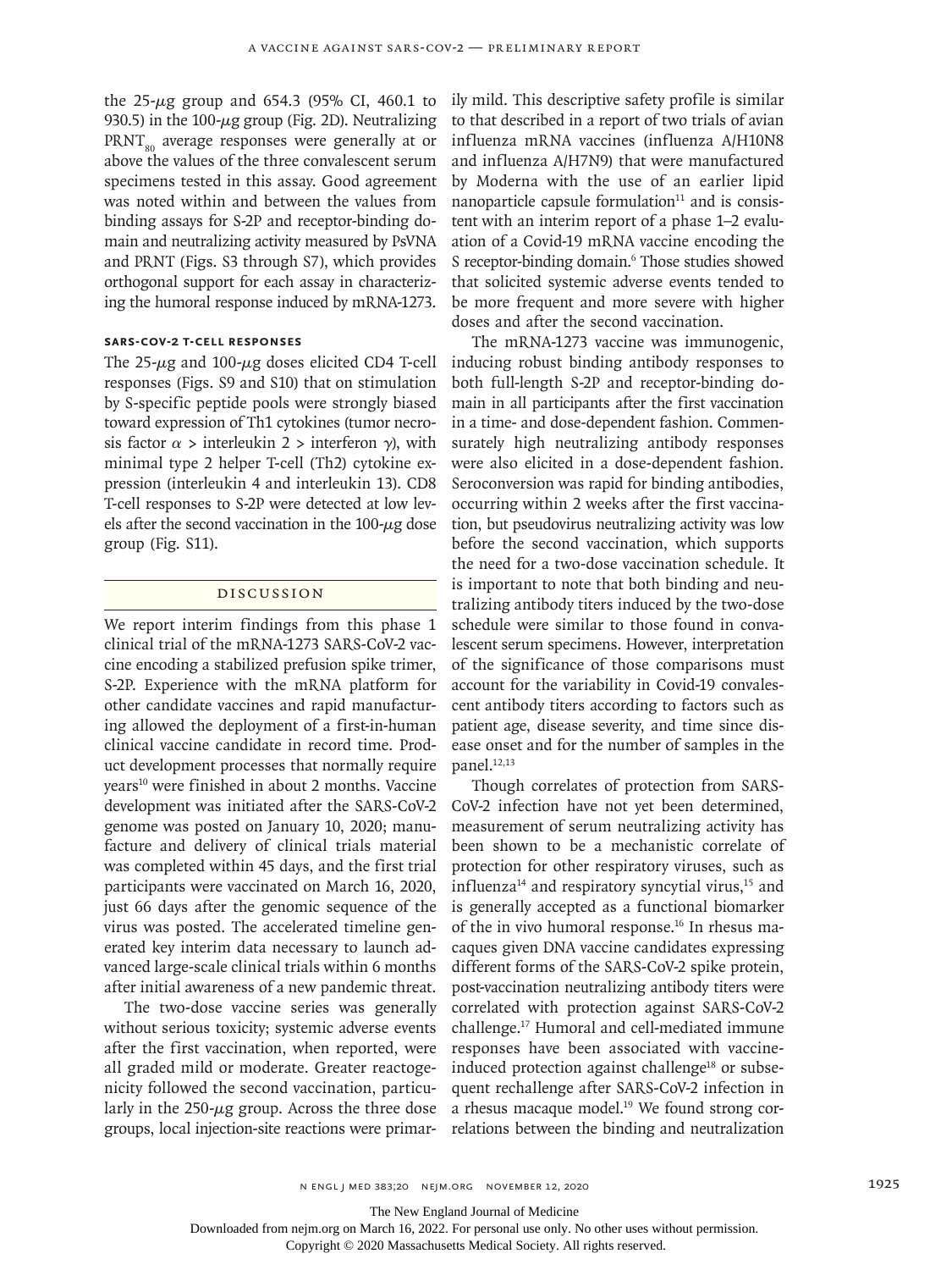the 25-μg group and 654.3 (95% CI, 460.1 to 930.5) in the 100-μg group (Fig. 2D). Neutralizing $PRNT_{80}$ average responses were generally at or above the values of the three convalescent serum specimens tested in this assay. Good agreement was noted within and between the values from binding assays for S-2P and receptor-binding domain and neutralizing activity measured by PsVNA and PRNT (Figs. S3 through S7), which provides orthogonal support for each assay in characterizing the humoral response induced by mRNA-1273.

### SARS-CoV-2 T-Cell Responses

The 25-μg and 100-μg doses elicited CD4 T-cell responses (Figs. S9 and S10) that on stimulation by S-specific peptide pools were strongly biased toward expression of Th1 cytokines (tumor necrosis factor $\alpha$ > interleukin 2 > interferon $\gamma$), with minimal type 2 helper T-cell (Th2) cytokine expression (interleukin 4 and interleukin 13). CD8 T-cell responses to S-2P were detected at low levels after the second vaccination in the 100-μg dose group (Fig. S11).

## Discussion

We report interim findings from this phase 1 clinical trial of the mRNA-1273 SARS-CoV-2 vaccine encoding a stabilized prefusion spike trimer, S-2P. Experience with the mRNA platform for other candidate vaccines and rapid manufacturing allowed the deployment of a first-in-human clinical vaccine candidate in record time. Product development processes that normally require years[10] were finished in about 2 months. Vaccine development was initiated after the SARS-CoV-2 genome was posted on January 10, 2020; manufacture and delivery of clinical trials material was completed within 45 days, and the first trial participants were vaccinated on March 16, 2020, just 66 days after the genomic sequence of the virus was posted. The accelerated timeline generated key interim data necessary to launch advanced large-scale clinical trials within 6 months after initial awareness of a new pandemic threat.

The two-dose vaccine series was generally without serious toxicity; systemic adverse events after the first vaccination, when reported, were all graded mild or moderate. Greater reactogenicity followed the second vaccination, particularly in the 250-μg group. Across the three dose groups, local injection-site reactions were primarily mild. This descriptive safety profile is similar to that described in a report of two trials of avian influenza mRNA vaccines (influenza A/H10N8 and influenza A/H7N9) that were manufactured by Moderna with the use of an earlier lipid nanoparticle capsule formulation[11] and is consistent with an interim report of a phase 1–2 evaluation of a Covid-19 mRNA vaccine encoding the S receptor-binding domain.[6] Those studies showed that solicited systemic adverse events tended to be more frequent and more severe with higher doses and after the second vaccination.

The mRNA-1273 vaccine was immunogenic, inducing robust binding antibody responses to both full-length S-2P and receptor-binding domain in all participants after the first vaccination in a time- and dose-dependent fashion. Commensurately high neutralizing antibody responses were also elicited in a dose-dependent fashion. Seroconversion was rapid for binding antibodies, occurring within 2 weeks after the first vaccination, but pseudovirus neutralizing activity was low before the second vaccination, which supports the need for a two-dose vaccination schedule. It is important to note that both binding and neutralizing antibody titers induced by the two-dose schedule were similar to those found in convalescent serum specimens. However, interpretation of the significance of those comparisons must account for the variability in Covid-19 convalescent antibody titers according to factors such as patient age, disease severity, and time since disease onset and for the number of samples in the panel.[12,13]

Though correlates of protection from SARS-CoV-2 infection have not yet been determined, measurement of serum neutralizing activity has been shown to be a mechanistic correlate of protection for other respiratory viruses, such as influenza[14] and respiratory syncytial virus,[15] and is generally accepted as a functional biomarker of the in vivo humoral response.[16] In rhesus macaques given DNA vaccine candidates expressing different forms of the SARS-CoV-2 spike protein, post-vaccination neutralizing antibody titers were correlated with protection against SARS-CoV-2 challenge.[17] Humoral and cell-mediated immune responses have been associated with vaccine-induced protection against challenge[18] or subsequent rechallenge after SARS-CoV-2 infection in a rhesus macaque model.[19] We found strong correlations between the binding and neutralization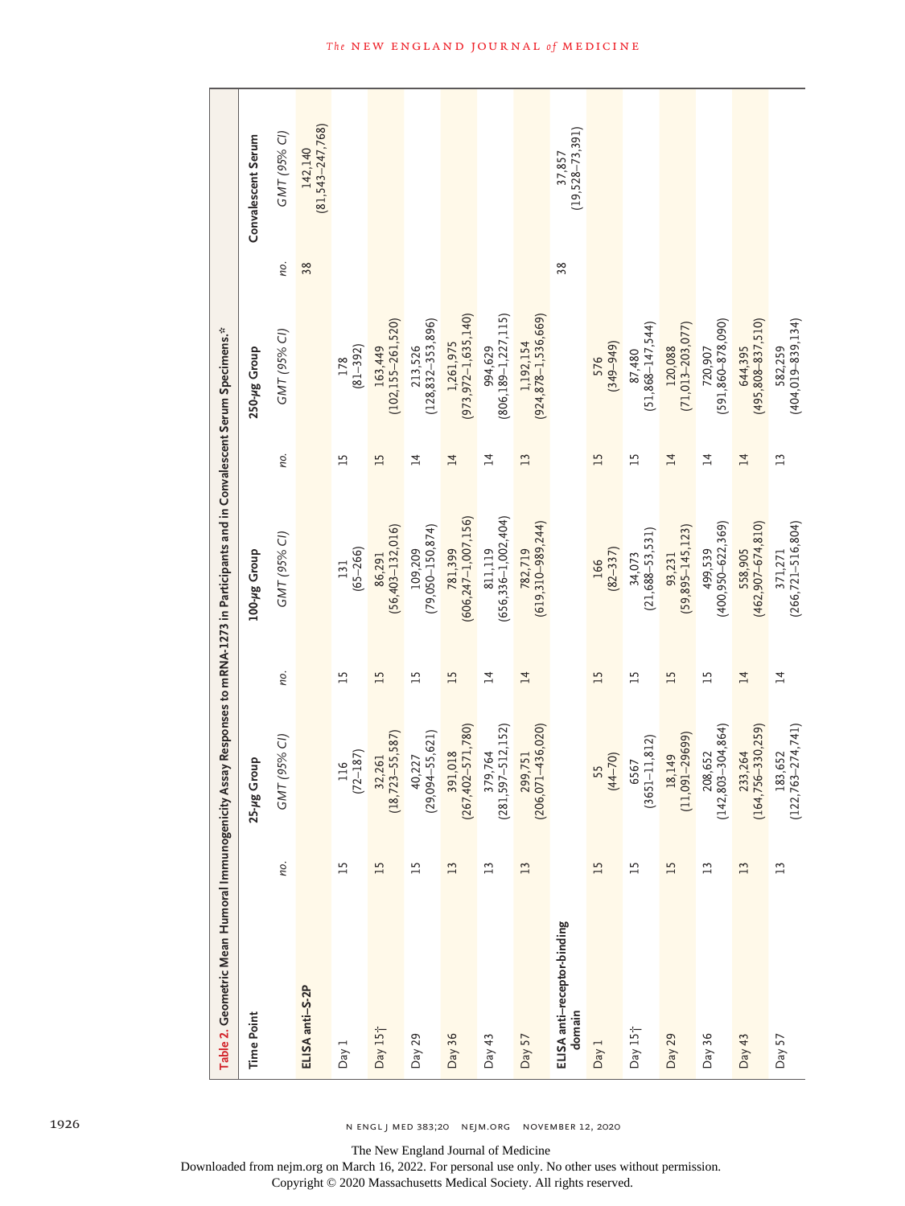**Table 2.** Geometric Mean Humoral Immunogenicity Assay Responses to mRNA-1273 in Participants and in Convalescent Serum Specimens.*

| Time Point | 25-μg Group | | 100-μg Group | | 250-μg Group | | Convalescent Serum | |
|---|---|---|---|---|---|---|---|---|
| | *no.* | *GMT (95% CI)* | *no.* | *GMT (95% CI)* | *no.* | *GMT (95% CI)* | *no.* | *GMT (95% CI)* |
| **ELISA anti–S-2P** | | | | | | | 38 | 142,140 (81,543–247,768) |
| Day 1 | 15 | 116 (72–187) | 15 | 131 (65–266) | 15 | 178 (81–392) | | |
| Day 15† | 15 | 32,261 (18,723–55,587) | 15 | 86,291 (56,403–132,016) | 15 | 163,449 (102,155–261,520) | | |
| Day 29 | 15 | 40,227 (29,094–55,621) | 15 | 109,209 (79,050–150,874) | 14 | 213,526 (128,832–353,896) | | |
| Day 36 | 13 | 391,018 (267,402–571,780) | 15 | 781,399 (606,247–1,007,156) | 14 | 1,261,975 (973,972–1,635,140) | | |
| Day 43 | 13 | 379,764 (281,597–512,152) | 14 | 811,119 (656,336–1,002,404) | 14 | 994,629 (806,189–1,227,115) | | |
| Day 57 | 13 | 299,751 (206,071–436,020) | 14 | 782,719 (619,310–989,244) | 13 | 1,192,154 (924,878–1,536,669) | | |
| **ELISA anti–receptor-binding domain** | | | | | | | 38 | 37,857 (19,528–73,391) |
| Day 1 | 15 | 55 (44–70) | 15 | 166 (82–337) | 15 | 576 (349–949) | | |
| Day 15† | 15 | 6567 (3651–11,812) | 15 | 34,073 (21,688–53,531) | 15 | 87,480 (51,868–147,544) | | |
| Day 29 | 15 | 18,149 (11,091–29699) | 15 | 93,231 (59,895–145,123) | 14 | 120,088 (71,013–203,077) | | |
| Day 36 | 13 | 208,652 (142,803–304,864) | 15 | 499,539 (400,950–622,369) | 14 | 720,907 (591,860–878,090) | | |
| Day 43 | 13 | 233,264 (164,756–330,259) | 14 | 558,905 (462,907–674,810) | 14 | 644,395 (495,808–837,510) | | |
| Day 57 | 13 | 183,652 (122,763–274,741) | 14 | 371,271 (266,721–516,804) | 13 | 582,259 (404,019–839,134) | | |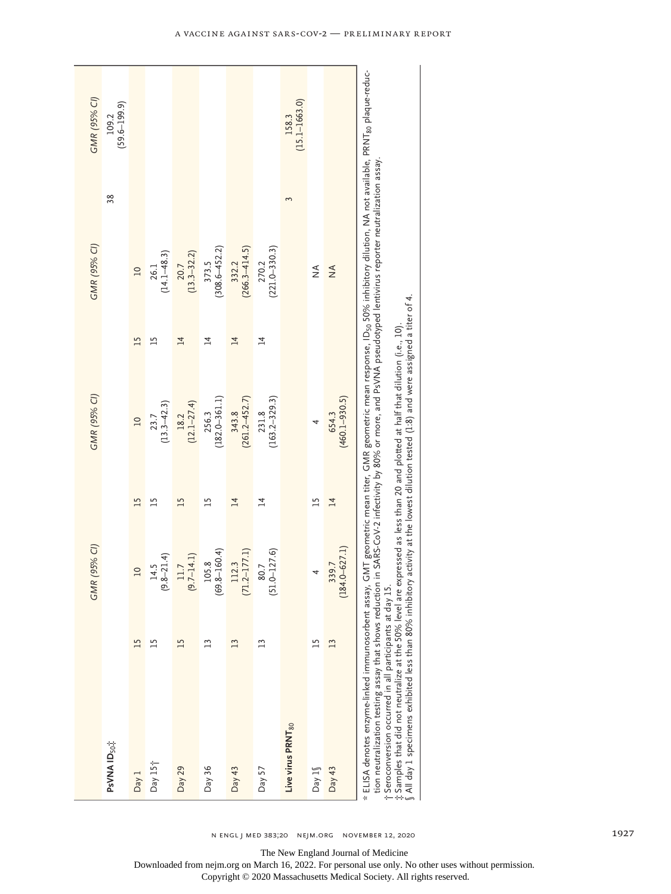| | | GMR (95% CI) | | GMR (95% CI) | | GMR (95% CI) | | GMR (95% CI) |
|---|---|---|---|---|---|---|---|---|
| **PsVNA $ID_{50}$**‡ | | | | | | | 38 | 109.2 (59.6–199.9) |
| Day 1 | 15 | 10 | 15 | 10 | 15 | 10 | | |
| Day 15† | 15 | 14.5 (9.8–21.4) | 15 | 23.7 (13.3–42.3) | 15 | 26.1 (14.1–48.3) | | |
| Day 29 | 15 | 11.7 (9.7–14.1) | 15 | 18.2 (12.1–27.4) | 14 | 20.7 (13.3–32.2) | | |
| Day 36 | 13 | 105.8 (69.8–160.4) | 15 | 256.3 (182.0–361.1) | 14 | 373.5 (308.6–452.2) | | |
| Day 43 | 13 | 112.3 (71.2–177.1) | 14 | 343.8 (261.2–452.7) | 14 | 332.2 (266.3–414.5) | | |
| Day 57 | 13 | 80.7 (51.0–127.6) | 14 | 231.8 (163.2–329.3) | 14 | 270.2 (221.0–330.3) | | |
| **Live virus $PRNT_{80}$** | | | | | | | 3 | 158.3 (15.1–1663.0) |
| Day 1§ | 15 | 4 | 15 | 4 | | NA | | |
| Day 43 | 13 | 339.7 (184.0–627.1) | 14 | 654.3 (460.1–930.5) | | NA | | |

\* ELISA denotes enzyme-linked immunosorbent assay, GMT geometric mean titer, GMR geometric mean response, $ID_{50}$ 50% inhibitory dilution, NA not available, $PRNT_{80}$ plaque-reduction neutralization testing assay that shows reduction in SARS-CoV-2 infectivity by 80% or more, and PsVNA pseudotyped lentivirus reporter neutralization assay.

† Seroconversion occurred in all participants at day 15.

‡ Samples that did not neutralize at the 50% level are expressed as less than 20 and plotted at half that dilution (i.e., 10).

§ All day 1 specimens exhibited less than 80% inhibitory activity at the lowest dilution tested (1:8) and were assigned a titer of 4.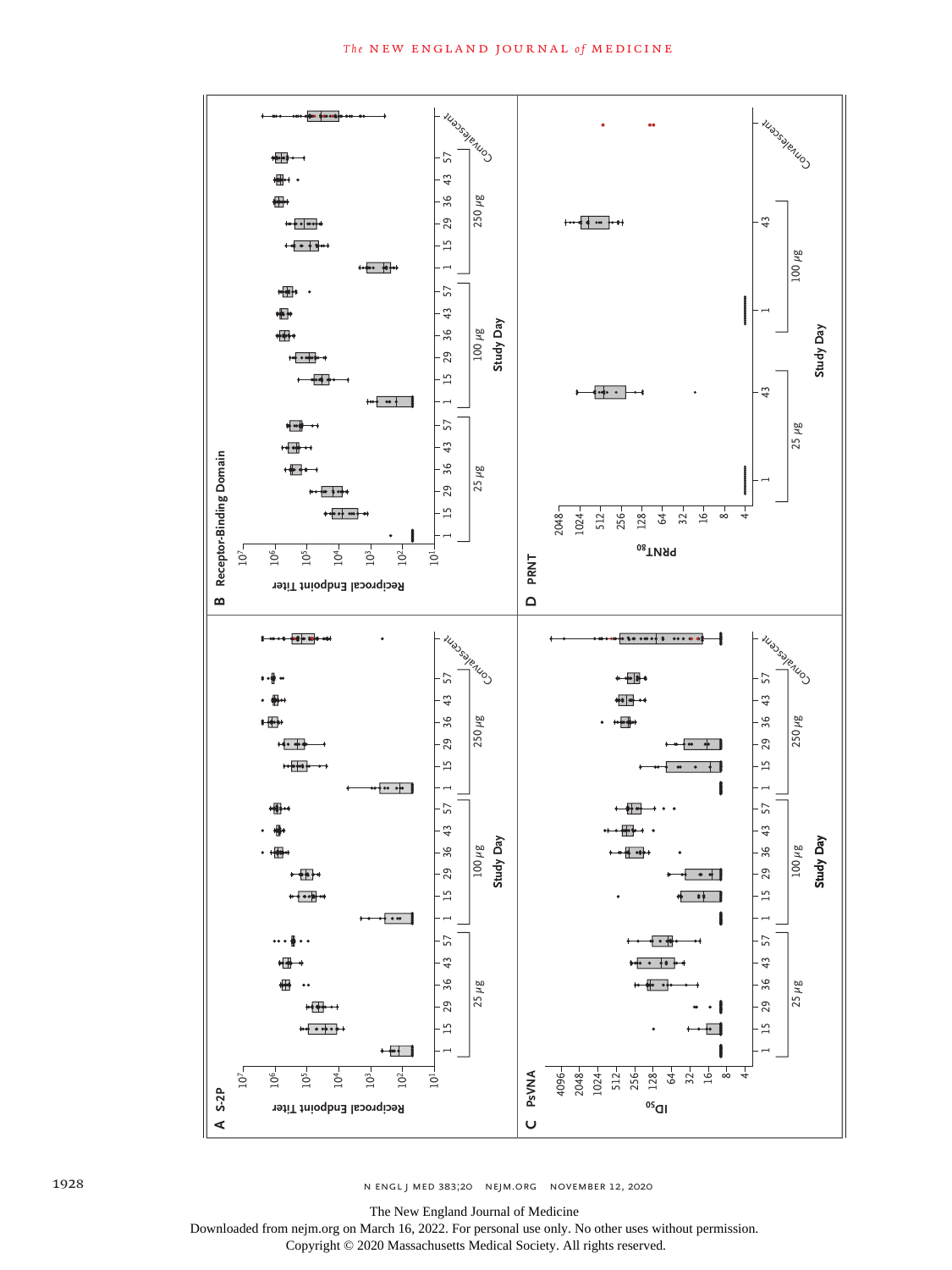**A** S-2P

Reciprocal Endpoint Titer: $10^1$, $10^2$, $10^3$, $10^4$, $10^5$, $10^6$, $10^7$

Study Day: 1, 15, 29, 36, 43, 57 (25 μg); 1, 15, 29, 36, 43, 57 (100 μg); 1, 15, 29, 36, 43, 57 (250 μg); Convalescent

**B** Receptor-Binding Domain

Reciprocal Endpoint Titer: $10^1$, $10^2$, $10^3$, $10^4$, $10^5$, $10^6$, $10^7$

Study Day: 1, 15, 29, 36, 43, 57 (25 μg); 1, 15, 29, 36, 43, 57 (100 μg); 1, 15, 29, 36, 43, 57 (250 μg); Convalescent

**C** PsVNA

$ID_{50}$: 4, 8, 16, 32, 64, 128, 256, 512, 1024, 2048, 4096

Study Day: 1, 15, 29, 36, 43, 57 (25 μg); 1, 15, 29, 36, 43, 57 (100 μg); 1, 15, 29, 36, 43, 57 (250 μg); Convalescent

**D** PRNT

$PRNT_{80}$: 4, 8, 16, 32, 64, 128, 256, 512, 1024, 2048

Study Day: 1, 43 (25 μg); 1, 43 (100 μg); Convalescent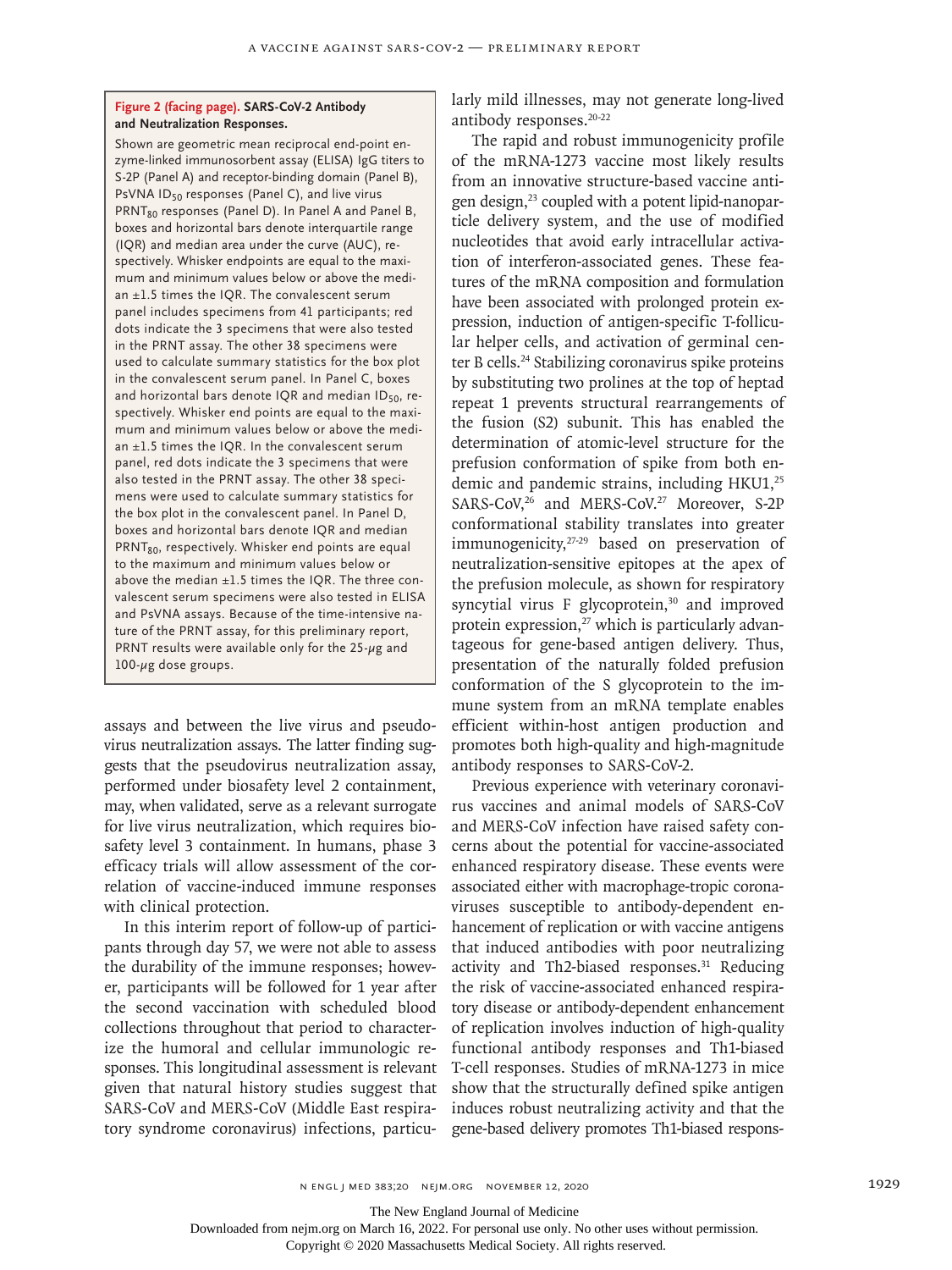**Figure 2 (facing page). SARS-CoV-2 Antibody and Neutralization Responses.**

Shown are geometric mean reciprocal end-point enzyme-linked immunosorbent assay (ELISA) IgG titers to S-2P (Panel A) and receptor-binding domain (Panel B), PsVNA $ID_{50}$ responses (Panel C), and live virus $PRNT_{80}$ responses (Panel D). In Panel A and Panel B, boxes and horizontal bars denote interquartile range (IQR) and median area under the curve (AUC), respectively. Whisker endpoints are equal to the maximum and minimum values below or above the median ±1.5 times the IQR. The convalescent serum panel includes specimens from 41 participants; red dots indicate the 3 specimens that were also tested in the PRNT assay. The other 38 specimens were used to calculate summary statistics for the box plot in the convalescent serum panel. In Panel C, boxes and horizontal bars denote IQR and median $ID_{50}$, respectively. Whisker end points are equal to the maximum and minimum values below or above the median ±1.5 times the IQR. In the convalescent serum panel, red dots indicate the 3 specimens that were also tested in the PRNT assay. The other 38 specimens were used to calculate summary statistics for the box plot in the convalescent panel. In Panel D, boxes and horizontal bars denote IQR and median $PRNT_{80}$, respectively. Whisker end points are equal to the maximum and minimum values below or above the median ±1.5 times the IQR. The three convalescent serum specimens were also tested in ELISA and PsVNA assays. Because of the time-intensive nature of the PRNT assay, for this preliminary report, PRNT results were available only for the 25-μg and 100-μg dose groups.

assays and between the live virus and pseudovirus neutralization assays. The latter finding suggests that the pseudovirus neutralization assay, performed under biosafety level 2 containment, may, when validated, serve as a relevant surrogate for live virus neutralization, which requires biosafety level 3 containment. In humans, phase 3 efficacy trials will allow assessment of the correlation of vaccine-induced immune responses with clinical protection.

In this interim report of follow-up of participants through day 57, we were not able to assess the durability of the immune responses; however, participants will be followed for 1 year after the second vaccination with scheduled blood collections throughout that period to characterize the humoral and cellular immunologic responses. This longitudinal assessment is relevant given that natural history studies suggest that SARS-CoV and MERS-CoV (Middle East respiratory syndrome coronavirus) infections, particularly mild illnesses, may not generate long-lived antibody responses.[20-22]

The rapid and robust immunogenicity profile of the mRNA-1273 vaccine most likely results from an innovative structure-based vaccine antigen design,[23] coupled with a potent lipid-nanoparticle delivery system, and the use of modified nucleotides that avoid early intracellular activation of interferon-associated genes. These features of the mRNA composition and formulation have been associated with prolonged protein expression, induction of antigen-specific T-follicular helper cells, and activation of germinal center B cells.[24] Stabilizing coronavirus spike proteins by substituting two prolines at the top of heptad repeat 1 prevents structural rearrangements of the fusion (S2) subunit. This has enabled the determination of atomic-level structure for the prefusion conformation of spike from both endemic and pandemic strains, including HKU1,[25] SARS-CoV,[26] and MERS-CoV.[27] Moreover, S-2P conformational stability translates into greater immunogenicity,[27-29] based on preservation of neutralization-sensitive epitopes at the apex of the prefusion molecule, as shown for respiratory syncytial virus F glycoprotein,[30] and improved protein expression,[27] which is particularly advantageous for gene-based antigen delivery. Thus, presentation of the naturally folded prefusion conformation of the S glycoprotein to the immune system from an mRNA template enables efficient within-host antigen production and promotes both high-quality and high-magnitude antibody responses to SARS-CoV-2.

Previous experience with veterinary coronavirus vaccines and animal models of SARS-CoV and MERS-CoV infection have raised safety concerns about the potential for vaccine-associated enhanced respiratory disease. These events were associated either with macrophage-tropic coronaviruses susceptible to antibody-dependent enhancement of replication or with vaccine antigens that induced antibodies with poor neutralizing activity and Th2-biased responses.[31] Reducing the risk of vaccine-associated enhanced respiratory disease or antibody-dependent enhancement of replication involves induction of high-quality functional antibody responses and Th1-biased T-cell responses. Studies of mRNA-1273 in mice show that the structurally defined spike antigen induces robust neutralizing activity and that the gene-based delivery promotes Th1-biased respons-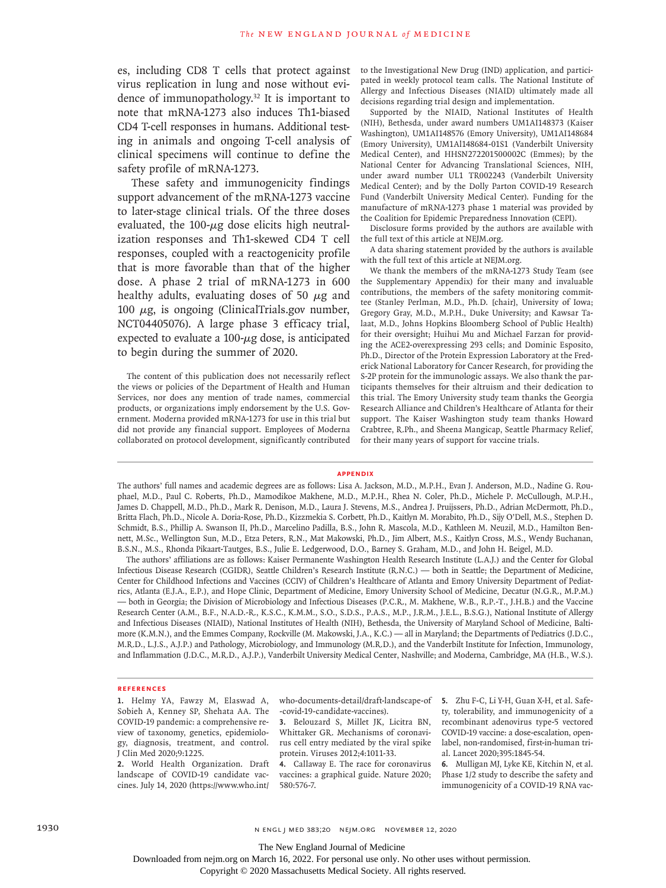es, including CD8 T cells that protect against virus replication in lung and nose without evidence of immunopathology.[32] It is important to note that mRNA-1273 also induces Th1-biased CD4 T-cell responses in humans. Additional testing in animals and ongoing T-cell analysis of clinical specimens will continue to define the safety profile of mRNA-1273.

These safety and immunogenicity findings support advancement of the mRNA-1273 vaccine to later-stage clinical trials. Of the three doses evaluated, the 100-μg dose elicits high neutralization responses and Th1-skewed CD4 T cell responses, coupled with a reactogenicity profile that is more favorable than that of the higher dose. A phase 2 trial of mRNA-1273 in 600 healthy adults, evaluating doses of 50 μg and 100 μg, is ongoing (ClinicalTrials.gov number, NCT04405076). A large phase 3 efficacy trial, expected to evaluate a 100-μg dose, is anticipated to begin during the summer of 2020.

The content of this publication does not necessarily reflect the views or policies of the Department of Health and Human Services, nor does any mention of trade names, commercial products, or organizations imply endorsement by the U.S. Government. Moderna provided mRNA-1273 for use in this trial but did not provide any financial support. Employees of Moderna collaborated on protocol development, significantly contributed to the Investigational New Drug (IND) application, and participated in weekly protocol team calls. The National Institute of Allergy and Infectious Diseases (NIAID) ultimately made all decisions regarding trial design and implementation.

Supported by the NIAID, National Institutes of Health (NIH), Bethesda, under award numbers UM1AI148373 (Kaiser Washington), UM1AI148576 (Emory University), UM1AI148684 (Emory University), UM1Al148684-01S1 (Vanderbilt University Medical Center), and HHSN272201500002C (Emmes); by the National Center for Advancing Translational Sciences, NIH, under award number UL1 TR002243 (Vanderbilt University Medical Center); and by the Dolly Parton COVID-19 Research Fund (Vanderbilt University Medical Center). Funding for the manufacture of mRNA-1273 phase 1 material was provided by the Coalition for Epidemic Preparedness Innovation (CEPI).

Disclosure forms provided by the authors are available with the full text of this article at NEJM.org.

A data sharing statement provided by the authors is available with the full text of this article at NEJM.org.

We thank the members of the mRNA-1273 Study Team (see the Supplementary Appendix) for their many and invaluable contributions, the members of the safety monitoring committee (Stanley Perlman, M.D., Ph.D. [chair], University of Iowa; Gregory Gray, M.D., M.P.H., Duke University; and Kawsar Talaat, M.D., Johns Hopkins Bloomberg School of Public Health) for their oversight; Huihui Mu and Michael Farzan for providing the ACE2-overexpressing 293 cells; and Dominic Esposito, Ph.D., Director of the Protein Expression Laboratory at the Frederick National Laboratory for Cancer Research, for providing the S-2P protein for the immunologic assays. We also thank the participants themselves for their altruism and their dedication to this trial. The Emory University study team thanks the Georgia Research Alliance and Children's Healthcare of Atlanta for their support. The Kaiser Washington study team thanks Howard Crabtree, R.Ph., and Sheena Mangicap, Seattle Pharmacy Relief, for their many years of support for vaccine trials.

## APPENDIX

The authors' full names and academic degrees are as follows: Lisa A. Jackson, M.D., M.P.H., Evan J. Anderson, M.D., Nadine G. Rouphael, M.D., Paul C. Roberts, Ph.D., Mamodikoe Makhene, M.D., M.P.H., Rhea N. Coler, Ph.D., Michele P. McCullough, M.P.H., James D. Chappell, M.D., Ph.D., Mark R. Denison, M.D., Laura J. Stevens, M.S., Andrea J. Pruijssers, Ph.D., Adrian McDermott, Ph.D., Britta Flach, Ph.D., Nicole A. Doria-Rose, Ph.D., Kizzmekia S. Corbett, Ph.D., Kaitlyn M. Morabito, Ph.D., Sijy O'Dell, M.S., Stephen D. Schmidt, B.S., Phillip A. Swanson II, Ph.D., Marcelino Padilla, B.S., John R. Mascola, M.D., Kathleen M. Neuzil, M.D., Hamilton Bennett, M.Sc., Wellington Sun, M.D., Etza Peters, R.N., Mat Makowski, Ph.D., Jim Albert, M.S., Kaitlyn Cross, M.S., Wendy Buchanan, B.S.N., M.S., Rhonda Pikaart-Tautges, B.S., Julie E. Ledgerwood, D.O., Barney S. Graham, M.D., and John H. Beigel, M.D.

The authors' affiliations are as follows: Kaiser Permanente Washington Health Research Institute (L.A.J.) and the Center for Global Infectious Disease Research (CGIDR), Seattle Children's Research Institute (R.N.C.) — both in Seattle; the Department of Medicine, Center for Childhood Infections and Vaccines (CCIV) of Children's Healthcare of Atlanta and Emory University Department of Pediatrics, Atlanta (E.J.A., E.P.), and Hope Clinic, Department of Medicine, Emory University School of Medicine, Decatur (N.G.R., M.P.M.) — both in Georgia; the Division of Microbiology and Infectious Diseases (P.C.R., M. Makhene, W.B., R.P.-T., J.H.B.) and the Vaccine Research Center (A.M., B.F., N.A.D.-R., K.S.C., K.M.M., S.O., S.D.S., P.A.S., M.P., J.R.M., J.E.L., B.S.G.), National Institute of Allergy and Infectious Diseases (NIAID), National Institutes of Health (NIH), Bethesda, the University of Maryland School of Medicine, Baltimore (K.M.N.), and the Emmes Company, Rockville (M. Makowski, J.A., K.C.) — all in Maryland; the Departments of Pediatrics (J.D.C., M.R.D., L.J.S., A.J.P.) and Pathology, Microbiology, and Immunology (M.R.D.), and the Vanderbilt Institute for Infection, Immunology, and Inflammation (J.D.C., M.R.D., A.J.P.), Vanderbilt University Medical Center, Nashville; and Moderna, Cambridge, MA (H.B., W.S.).

## REFERENCES

1. Helmy YA, Fawzy M, Elaswad A, Sobieh A, Kenney SP, Shehata AA. The COVID-19 pandemic: a comprehensive review of taxonomy, genetics, epidemiology, diagnosis, treatment, and control. J Clin Med 2020;9:1225.
2. World Health Organization. Draft landscape of COVID-19 candidate vaccines. July 14, 2020 (https://www.who.int/who-documents-detail/draft-landscape-of-covid-19-candidate-vaccines).
3. Belouzard S, Millet JK, Licitra BN, Whittaker GR. Mechanisms of coronavirus cell entry mediated by the viral spike protein. Viruses 2012;4:1011-33.
4. Callaway E. The race for coronavirus vaccines: a graphical guide. Nature 2020;580:576-7.
5. Zhu F-C, Li Y-H, Guan X-H, et al. Safety, tolerability, and immunogenicity of a recombinant adenovirus type-5 vectored COVID-19 vaccine: a dose-escalation, open-label, non-randomised, first-in-human trial. Lancet 2020;395:1845-54.
6. Mulligan MJ, Lyke KE, Kitchin N, et al. Phase 1/2 study to describe the safety and immunogenicity of a COVID-19 RNA vac-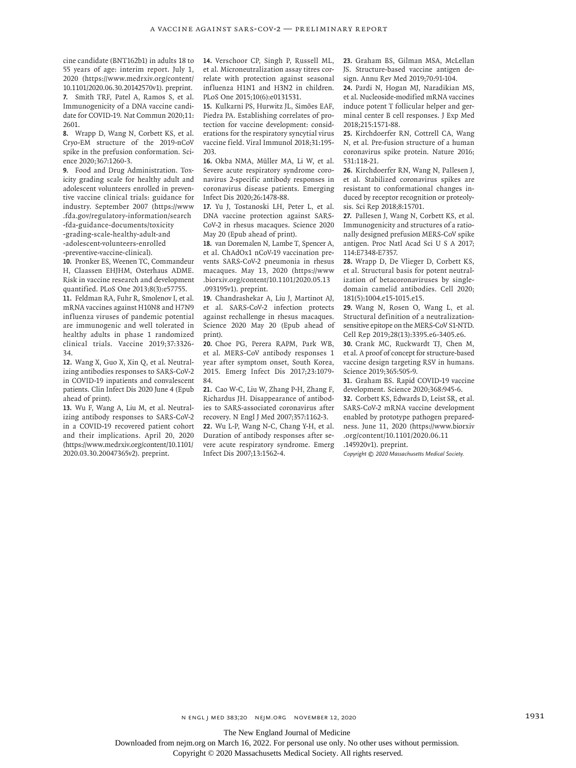cine candidate (BNT162b1) in adults 18 to 55 years of age: interim report. July 1, 2020 (https://www.medrxiv.org/content/10.1101/2020.06.30.20142570v1). preprint.

**7.** Smith TRF, Patel A, Ramos S, et al. Immunogenicity of a DNA vaccine candidate for COVID-19. Nat Commun 2020;11:2601.

**8.** Wrapp D, Wang N, Corbett KS, et al. Cryo-EM structure of the 2019-nCoV spike in the prefusion conformation. Science 2020;367:1260-3.

**9.** Food and Drug Administration. Toxicity grading scale for healthy adult and adolescent volunteers enrolled in preventive vaccine clinical trials: guidance for industry. September 2007 (https://www.fda.gov/regulatory-information/search-fda-guidance-documents/toxicity-grading-scale-healthy-adult-and-adolescent-volunteers-enrolled-preventive-vaccine-clinical).

**10.** Pronker ES, Weenen TC, Commandeur H, Claassen EHJHM, Osterhaus ADME. Risk in vaccine research and development quantified. PLoS One 2013;8(3):e57755.

**11.** Feldman RA, Fuhr R, Smolenov I, et al. mRNA vaccines against H10N8 and H7N9 influenza viruses of pandemic potential are immunogenic and well tolerated in healthy adults in phase 1 randomized clinical trials. Vaccine 2019;37:3326-34.

**12.** Wang X, Guo X, Xin Q, et al. Neutralizing antibodies responses to SARS-CoV-2 in COVID-19 inpatients and convalescent patients. Clin Infect Dis 2020 June 4 (Epub ahead of print).

**13.** Wu F, Wang A, Liu M, et al. Neutralizing antibody responses to SARS-CoV-2 in a COVID-19 recovered patient cohort and their implications. April 20, 2020 (https://www.medrxiv.org/content/10.1101/2020.03.30.20047365v2). preprint.

**14.** Verschoor CP, Singh P, Russell ML, et al. Microneutralization assay titres correlate with protection against seasonal influenza H1N1 and H3N2 in children. PLoS One 2015;10(6):e0131531.

**15.** Kulkarni PS, Hurwitz JL, Simões EAF, Piedra PA. Establishing correlates of protection for vaccine development: considerations for the respiratory syncytial virus vaccine field. Viral Immunol 2018;31:195-203.

**16.** Okba NMA, Müller MA, Li W, et al. Severe acute respiratory syndrome coronavirus 2-specific antibody responses in coronavirus disease patients. Emerging Infect Dis 2020;26:1478-88.

**17.** Yu J, Tostanoski LH, Peter L, et al. DNA vaccine protection against SARS-CoV-2 in rhesus macaques. Science 2020 May 20 (Epub ahead of print).

**18.** van Doremalen N, Lambe T, Spencer A, et al. ChAdOx1 nCoV-19 vaccination prevents SARS-CoV-2 pneumonia in rhesus macaques. May 13, 2020 (https://www.biorxiv.org/content/10.1101/2020.05.13.093195v1). preprint.

**19.** Chandrashekar A, Liu J, Martinot AJ, et al. SARS-CoV-2 infection protects against rechallenge in rhesus macaques. Science 2020 May 20 (Epub ahead of print).

**20.** Choe PG, Perera RAPM, Park WB, et al. MERS-CoV antibody responses 1 year after symptom onset, South Korea, 2015. Emerg Infect Dis 2017;23:1079-84.

**21.** Cao W-C, Liu W, Zhang P-H, Zhang F, Richardus JH. Disappearance of antibodies to SARS-associated coronavirus after recovery. N Engl J Med 2007;357:1162-3.

**22.** Wu L-P, Wang N-C, Chang Y-H, et al. Duration of antibody responses after severe acute respiratory syndrome. Emerg Infect Dis 2007;13:1562-4.

**23.** Graham BS, Gilman MSA, McLellan JS. Structure-based vaccine antigen design. Annu Rev Med 2019;70:91-104.

**24.** Pardi N, Hogan MJ, Naradikian MS, et al. Nucleoside-modified mRNA vaccines induce potent T follicular helper and germinal center B cell responses. J Exp Med 2018;215:1571-88.

**25.** Kirchdoerfer RN, Cottrell CA, Wang N, et al. Pre-fusion structure of a human coronavirus spike protein. Nature 2016;531:118-21.

**26.** Kirchdoerfer RN, Wang N, Pallesen J, et al. Stabilized coronavirus spikes are resistant to conformational changes induced by receptor recognition or proteolysis. Sci Rep 2018;8:15701.

**27.** Pallesen J, Wang N, Corbett KS, et al. Immunogenicity and structures of a rationally designed prefusion MERS-CoV spike antigen. Proc Natl Acad Sci U S A 2017;114:E7348-E7357.

**28.** Wrapp D, De Vlieger D, Corbett KS, et al. Structural basis for potent neutralization of betacoronaviruses by single-domain camelid antibodies. Cell 2020;181(5):1004.e15-1015.e15.

**29.** Wang N, Rosen O, Wang L, et al. Structural definition of a neutralization-sensitive epitope on the MERS-CoV S1-NTD. Cell Rep 2019;28(13):3395.e6-3405.e6.

**30.** Crank MC, Ruckwardt TJ, Chen M, et al. A proof of concept for structure-based vaccine design targeting RSV in humans. Science 2019;365:505-9.

**31.** Graham BS. Rapid COVID-19 vaccine development. Science 2020;368:945-6.

**32.** Corbett KS, Edwards D, Leist SR, et al. SARS-CoV-2 mRNA vaccine development enabled by prototype pathogen preparedness. June 11, 2020 (https://www.biorxiv.org/content/10.1101/2020.06.11.145920v1). preprint.

*Copyright © 2020 Massachusetts Medical Society.*